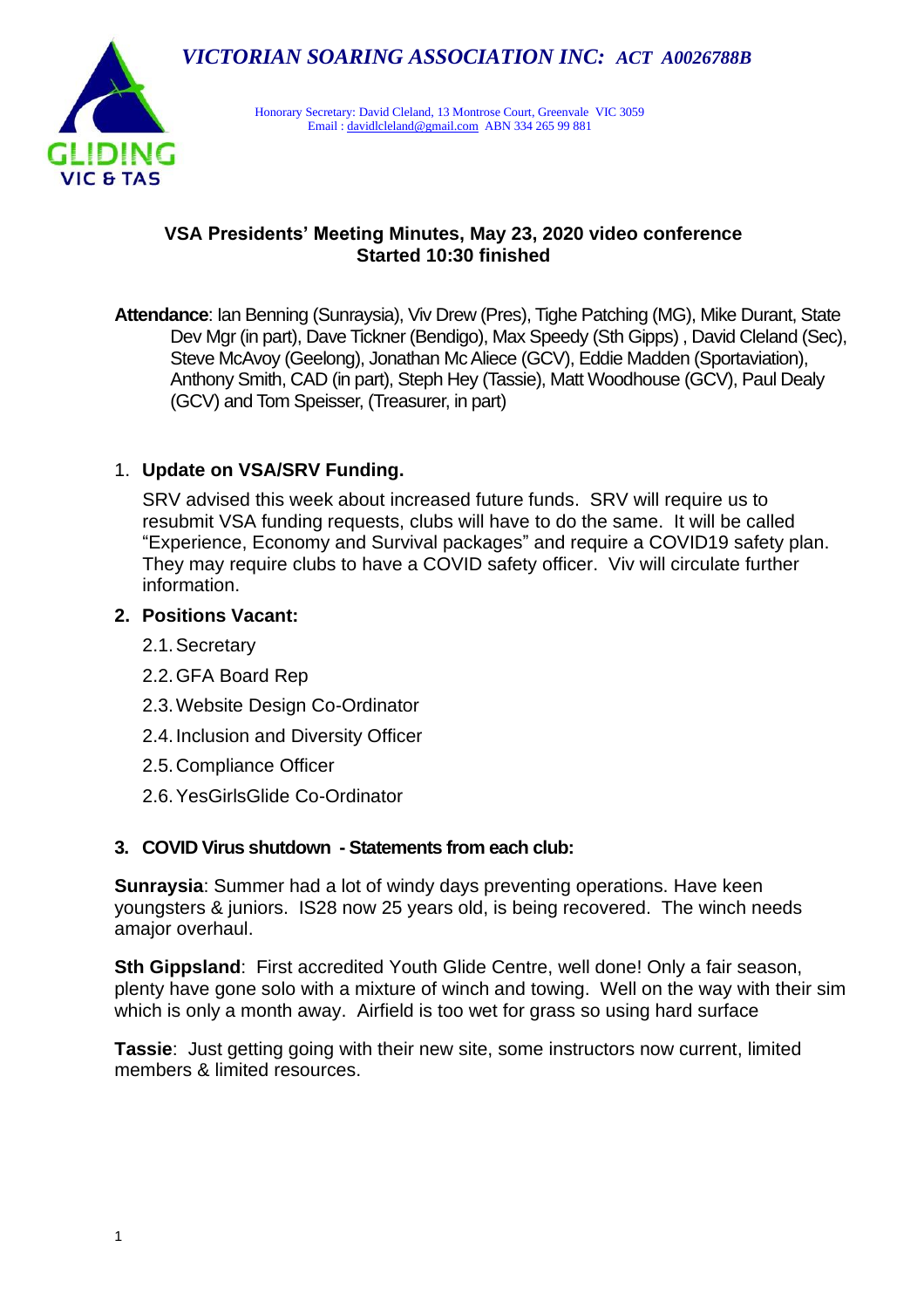*VICTORIAN SOARING ASSOCIATION INC: ACT A0026788B*

Honorary Secretary: David Cleland, 13 Montrose Court, Greenvale VIC 3059
Email : davidlcleland@gmail.com ABN 334 265 99 881

GLIDING VIC & TAS

## VSA Presidents' Meeting Minutes, May 23, 2020 video conference
## Started 10:30 finished

**Attendance**: Ian Benning (Sunraysia), Viv Drew (Pres), Tighe Patching (MG), Mike Durant, State Dev Mgr (in part), Dave Tickner (Bendigo), Max Speedy (Sth Gipps) , David Cleland (Sec), Steve McAvoy (Geelong), Jonathan Mc Aliece (GCV), Eddie Madden (Sportaviation), Anthony Smith, CAD (in part), Steph Hey (Tassie), Matt Woodhouse (GCV), Paul Dealy (GCV) and Tom Speisser, (Treasurer, in part)

1. **Update on VSA/SRV Funding.**

   SRV advised this week about increased future funds. SRV will require us to resubmit VSA funding requests, clubs will have to do the same. It will be called "Experience, Economy and Survival packages" and require a COVID19 safety plan. They may require clubs to have a COVID safety officer. Viv will circulate further information.

2. **Positions Vacant:**

   2.1. Secretary

   2.2. GFA Board Rep

   2.3. Website Design Co-Ordinator

   2.4. Inclusion and Diversity Officer

   2.5. Compliance Officer

   2.6. YesGirlsGlide Co-Ordinator

3. **COVID Virus shutdown - Statements from each club:**

**Sunraysia**: Summer had a lot of windy days preventing operations. Have keen youngsters & juniors. IS28 now 25 years old, is being recovered. The winch needs amajor overhaul.

**Sth Gippsland**: First accredited Youth Glide Centre, well done! Only a fair season, plenty have gone solo with a mixture of winch and towing. Well on the way with their sim which is only a month away. Airfield is too wet for grass so using hard surface

**Tassie**: Just getting going with their new site, some instructors now current, limited members & limited resources.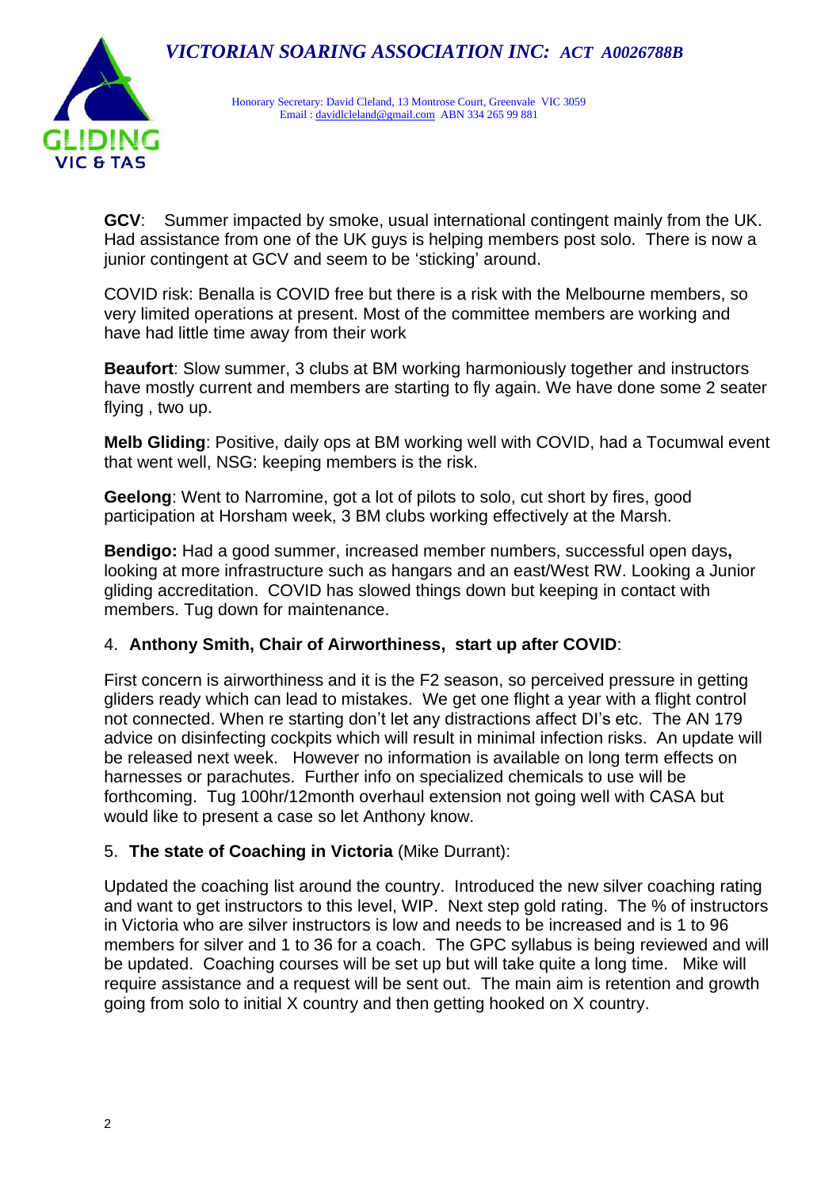**GCV**: Summer impacted by smoke, usual international contingent mainly from the UK. Had assistance from one of the UK guys is helping members post solo. There is now a junior contingent at GCV and seem to be 'sticking' around.

COVID risk: Benalla is COVID free but there is a risk with the Melbourne members, so very limited operations at present. Most of the committee members are working and have had little time away from their work

**Beaufort**: Slow summer, 3 clubs at BM working harmoniously together and instructors have mostly current and members are starting to fly again. We have done some 2 seater flying , two up.

**Melb Gliding**: Positive, daily ops at BM working well with COVID, had a Tocumwal event that went well, NSG: keeping members is the risk.

**Geelong**: Went to Narromine, got a lot of pilots to solo, cut short by fires, good participation at Horsham week, 3 BM clubs working effectively at the Marsh.

**Bendigo:** Had a good summer, increased member numbers, successful open days**,** looking at more infrastructure such as hangars and an east/West RW. Looking a Junior gliding accreditation. COVID has slowed things down but keeping in contact with members. Tug down for maintenance.

4. **Anthony Smith, Chair of Airworthiness, start up after COVID**:

First concern is airworthiness and it is the F2 season, so perceived pressure in getting gliders ready which can lead to mistakes. We get one flight a year with a flight control not connected. When re starting don't let any distractions affect DI's etc. The AN 179 advice on disinfecting cockpits which will result in minimal infection risks. An update will be released next week. However no information is available on long term effects on harnesses or parachutes. Further info on specialized chemicals to use will be forthcoming. Tug 100hr/12month overhaul extension not going well with CASA but would like to present a case so let Anthony know.

5. **The state of Coaching in Victoria** (Mike Durrant):

Updated the coaching list around the country. Introduced the new silver coaching rating and want to get instructors to this level, WIP. Next step gold rating. The % of instructors in Victoria who are silver instructors is low and needs to be increased and is 1 to 96 members for silver and 1 to 36 for a coach. The GPC syllabus is being reviewed and will be updated. Coaching courses will be set up but will take quite a long time. Mike will require assistance and a request will be sent out. The main aim is retention and growth going from solo to initial X country and then getting hooked on X country.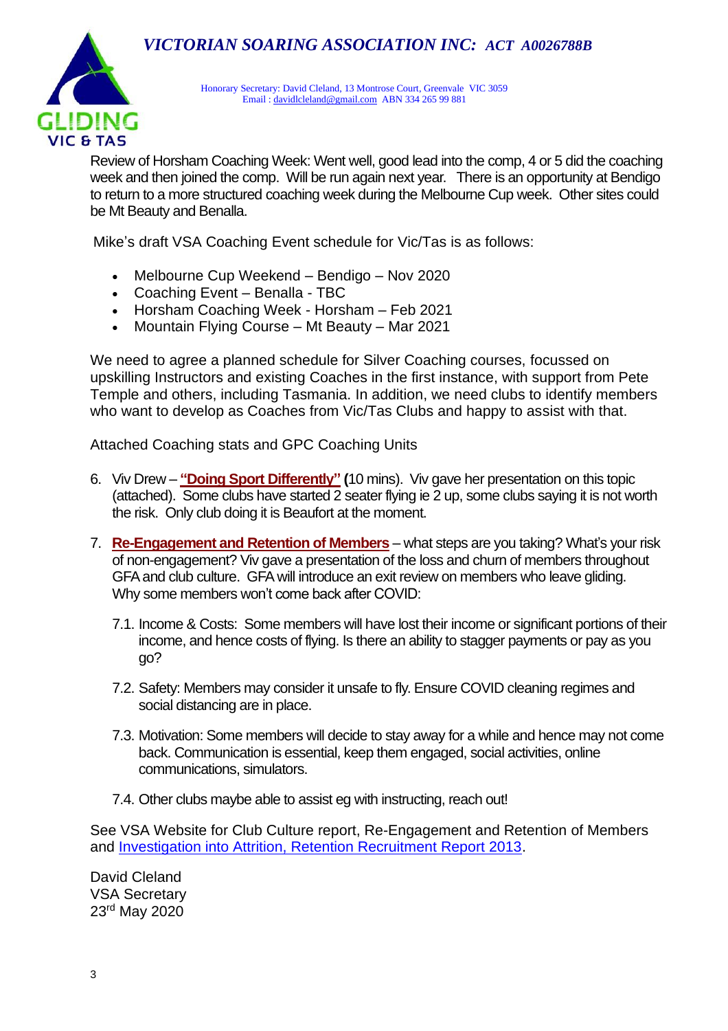*VICTORIAN SOARING ASSOCIATION INC: ACT A0026788B*

Honorary Secretary: David Cleland, 13 Montrose Court, Greenvale VIC 3059
Email : davidlcleland@gmail.com ABN 334 265 99 881

Review of Horsham Coaching Week: Went well, good lead into the comp, 4 or 5 did the coaching week and then joined the comp. Will be run again next year. There is an opportunity at Bendigo to return to a more structured coaching week during the Melbourne Cup week. Other sites could be Mt Beauty and Benalla.

Mike's draft VSA Coaching Event schedule for Vic/Tas is as follows:

- Melbourne Cup Weekend – Bendigo – Nov 2020
- Coaching Event – Benalla - TBC
- Horsham Coaching Week - Horsham – Feb 2021
- Mountain Flying Course – Mt Beauty – Mar 2021

We need to agree a planned schedule for Silver Coaching courses, focussed on upskilling Instructors and existing Coaches in the first instance, with support from Pete Temple and others, including Tasmania. In addition, we need clubs to identify members who want to develop as Coaches from Vic/Tas Clubs and happy to assist with that.

Attached Coaching stats and GPC Coaching Units

6. Viv Drew – **"Doing Sport Differently" (**10 mins). Viv gave her presentation on this topic (attached). Some clubs have started 2 seater flying ie 2 up, some clubs saying it is not worth the risk. Only club doing it is Beaufort at the moment.

7. **Re-Engagement and Retention of Members** – what steps are you taking? What's your risk of non-engagement? Viv gave a presentation of the loss and churn of members throughout GFA and club culture. GFA will introduce an exit review on members who leave gliding. Why some members won't come back after COVID:

   7.1. Income & Costs: Some members will have lost their income or significant portions of their income, and hence costs of flying. Is there an ability to stagger payments or pay as you go?

   7.2. Safety: Members may consider it unsafe to fly. Ensure COVID cleaning regimes and social distancing are in place.

   7.3. Motivation: Some members will decide to stay away for a while and hence may not come back. Communication is essential, keep them engaged, social activities, online communications, simulators.

   7.4. Other clubs maybe able to assist eg with instructing, reach out!

See VSA Website for Club Culture report, Re-Engagement and Retention of Members and Investigation into Attrition, Retention Recruitment Report 2013.

David Cleland
VSA Secretary
23rd May 2020